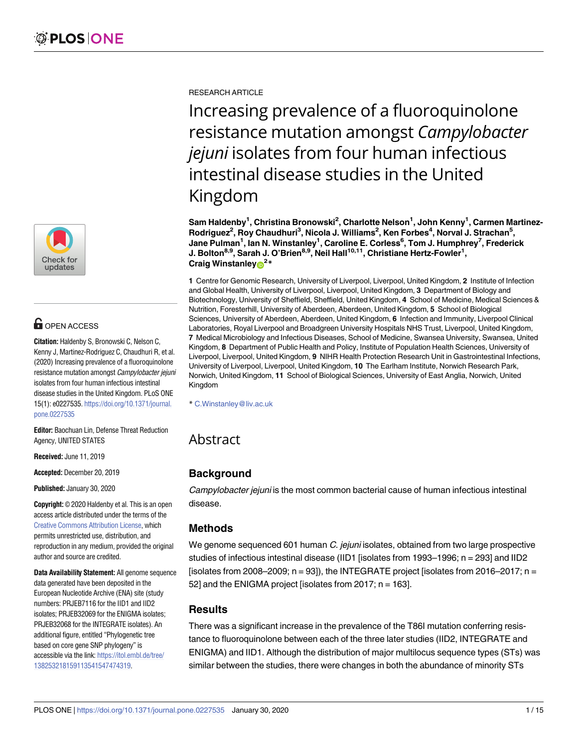RESEARCH ARTICLE

# Increasing prevalence of a fluoroquinolone resistance mutation amongst *Campylobacter jejuni* isolates from four human infectious intestinal disease studies in the United Kingdom

**Sam Haldenby[1], Christina Bronowski[2], Charlotte Nelson[1], John Kenny[1], Carmen Martinez-Rodriguez[2], Roy Chaudhuri[3], Nicola J. Williams[2], Ken Forbes[4], Norval J. Strachan[5], Jane Pulman[1], Ian N. Winstanley[1], Caroline E. Corless[6], Tom J. Humphrey[7], Frederick J. Bolton[8,9], Sarah J. O'Brien[8,9], Neil Hall[10,11], Christiane Hertz-Fowler[1], Craig Winstanley[2]***

**1** Centre for Genomic Research, University of Liverpool, Liverpool, United Kingdom, **2** Institute of Infection and Global Health, University of Liverpool, Liverpool, United Kingdom, **3** Department of Biology and Biotechnology, University of Sheffield, Sheffield, United Kingdom, **4** School of Medicine, Medical Sciences & Nutrition, Foresterhill, University of Aberdeen, Aberdeen, United Kingdom, **5** School of Biological Sciences, University of Aberdeen, Aberdeen, United Kingdom, **6** Infection and Immunity, Liverpool Clinical Laboratories, Royal Liverpool and Broadgreen University Hospitals NHS Trust, Liverpool, United Kingdom, **7** Medical Microbiology and Infectious Diseases, School of Medicine, Swansea University, Swansea, United Kingdom, **8** Department of Public Health and Policy, Institute of Population Health Sciences, University of Liverpool, Liverpool, United Kingdom, **9** NIHR Health Protection Research Unit in Gastrointestinal Infections, University of Liverpool, Liverpool, United Kingdom, **10** The Earlham Institute, Norwich Research Park, Norwich, United Kingdom, **11** School of Biological Sciences, University of East Anglia, Norwich, United Kingdom

* C.Winstanley@liv.ac.uk

OPEN ACCESS

**Citation:** Haldenby S, Bronowski C, Nelson C, Kenny J, Martinez-Rodriguez C, Chaudhuri R, et al. (2020) Increasing prevalence of a fluoroquinolone resistance mutation amongst *Campylobacter jejuni* isolates from four human infectious intestinal disease studies in the United Kingdom. PLoS ONE 15(1): e0227535. https://doi.org/10.1371/journal.pone.0227535

**Editor:** Baochuan Lin, Defense Threat Reduction Agency, UNITED STATES

**Received:** June 11, 2019

**Accepted:** December 20, 2019

**Published:** January 30, 2020

**Copyright:** © 2020 Haldenby et al. This is an open access article distributed under the terms of the Creative Commons Attribution License, which permits unrestricted use, distribution, and reproduction in any medium, provided the original author and source are credited.

**Data Availability Statement:** All genome sequence data generated have been deposited in the European Nucleotide Archive (ENA) site (study numbers: PRJEB7116 for the IID1 and IID2 isolates; PRJEB32069 for the ENIGMA isolates; PRJEB32068 for the INTEGRATE isolates). An additional figure, entitled "Phylogenetic tree based on core gene SNP phylogeny" is accessible via the link: https://itol.embl.de/tree/13825321815911354154747431​9.

## Abstract

### Background

*Campylobacter jejuni* is the most common bacterial cause of human infectious intestinal disease.

### Methods

We genome sequenced 601 human *C. jejuni* isolates, obtained from two large prospective studies of infectious intestinal disease (IID1 [isolates from 1993–1996; n = 293] and IID2 [isolates from 2008–2009; n = 93]), the INTEGRATE project [isolates from 2016–2017; n = 52] and the ENIGMA project [isolates from 2017; n = 163].

### Results

There was a significant increase in the prevalence of the T86I mutation conferring resistance to fluoroquinolone between each of the three later studies (IID2, INTEGRATE and ENIGMA) and IID1. Although the distribution of major multilocus sequence types (STs) was similar between the studies, there were changes in both the abundance of minority STs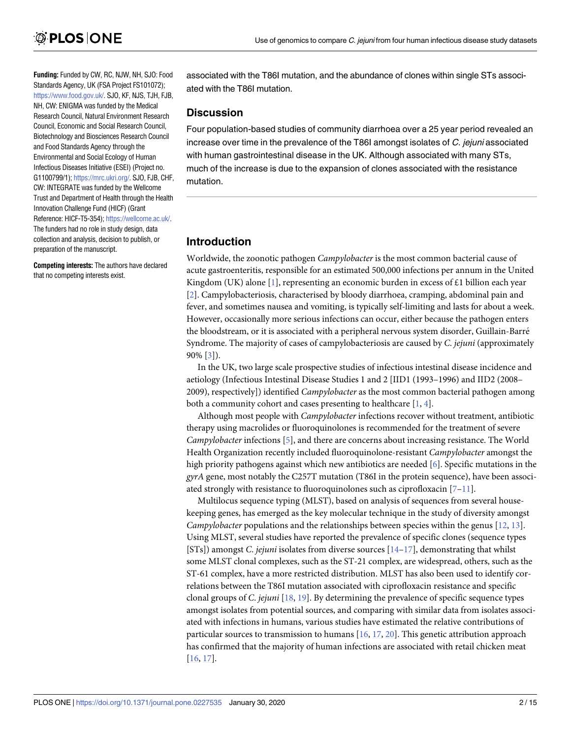**Funding:** Funded by CW, RC, NJW, NH, SJO: Food Standards Agency, UK (FSA Project FS101072); https://www.food.gov.uk/. SJO, KF, NJS, TJH, FJB, NH, CW: ENIGMA was funded by the Medical Research Council, Natural Environment Research Council, Economic and Social Research Council, Biotechnology and Biosciences Research Council and Food Standards Agency through the Environmental and Social Ecology of Human Infectious Diseases Initiative (ESEI) (Project no. G1100799/1); https://mrc.ukri.org/. SJO, FJB, CHF, CW: INTEGRATE was funded by the Wellcome Trust and Department of Health through the Health Innovation Challenge Fund (HICF) (Grant Reference: HICF-T5-354); https://wellcome.ac.uk/. The funders had no role in study design, data collection and analysis, decision to publish, or preparation of the manuscript.

**Competing interests:** The authors have declared that no competing interests exist.

associated with the T86I mutation, and the abundance of clones within single STs associated with the T86I mutation.

### Discussion

Four population-based studies of community diarrhoea over a 25 year period revealed an increase over time in the prevalence of the T86I amongst isolates of *C. jejuni* associated with human gastrointestinal disease in the UK. Although associated with many STs, much of the increase is due to the expansion of clones associated with the resistance mutation.

## Introduction

Worldwide, the zoonotic pathogen *Campylobacter* is the most common bacterial cause of acute gastroenteritis, responsible for an estimated 500,000 infections per annum in the United Kingdom (UK) alone [1], representing an economic burden in excess of £1 billion each year [2]. Campylobacteriosis, characterised by bloody diarrhoea, cramping, abdominal pain and fever, and sometimes nausea and vomiting, is typically self-limiting and lasts for about a week. However, occasionally more serious infections can occur, either because the pathogen enters the bloodstream, or it is associated with a peripheral nervous system disorder, Guillain-Barré Syndrome. The majority of cases of campylobacteriosis are caused by *C. jejuni* (approximately 90% [3]).

In the UK, two large scale prospective studies of infectious intestinal disease incidence and aetiology (Infectious Intestinal Disease Studies 1 and 2 [IID1 (1993–1996) and IID2 (2008–2009), respectively]) identified *Campylobacter* as the most common bacterial pathogen among both a community cohort and cases presenting to healthcare [1, 4].

Although most people with *Campylobacter* infections recover without treatment, antibiotic therapy using macrolides or fluoroquinolones is recommended for the treatment of severe *Campylobacter* infections [5], and there are concerns about increasing resistance. The World Health Organization recently included fluoroquinolone-resistant *Campylobacter* amongst the high priority pathogens against which new antibiotics are needed [6]. Specific mutations in the *gyrA* gene, most notably the C257T mutation (T86I in the protein sequence), have been associated strongly with resistance to fluoroquinolones such as ciprofloxacin [7–11].

Multilocus sequence typing (MLST), based on analysis of sequences from several housekeeping genes, has emerged as the key molecular technique in the study of diversity amongst *Campylobacter* populations and the relationships between species within the genus [12, 13]. Using MLST, several studies have reported the prevalence of specific clones (sequence types [STs]) amongst *C. jejuni* isolates from diverse sources [14–17], demonstrating that whilst some MLST clonal complexes, such as the ST-21 complex, are widespread, others, such as the ST-61 complex, have a more restricted distribution. MLST has also been used to identify correlations between the T86I mutation associated with ciprofloxacin resistance and specific clonal groups of *C. jejuni* [18, 19]. By determining the prevalence of specific sequence types amongst isolates from potential sources, and comparing with similar data from isolates associated with infections in humans, various studies have estimated the relative contributions of particular sources to transmission to humans [16, 17, 20]. This genetic attribution approach has confirmed that the majority of human infections are associated with retail chicken meat [16, 17].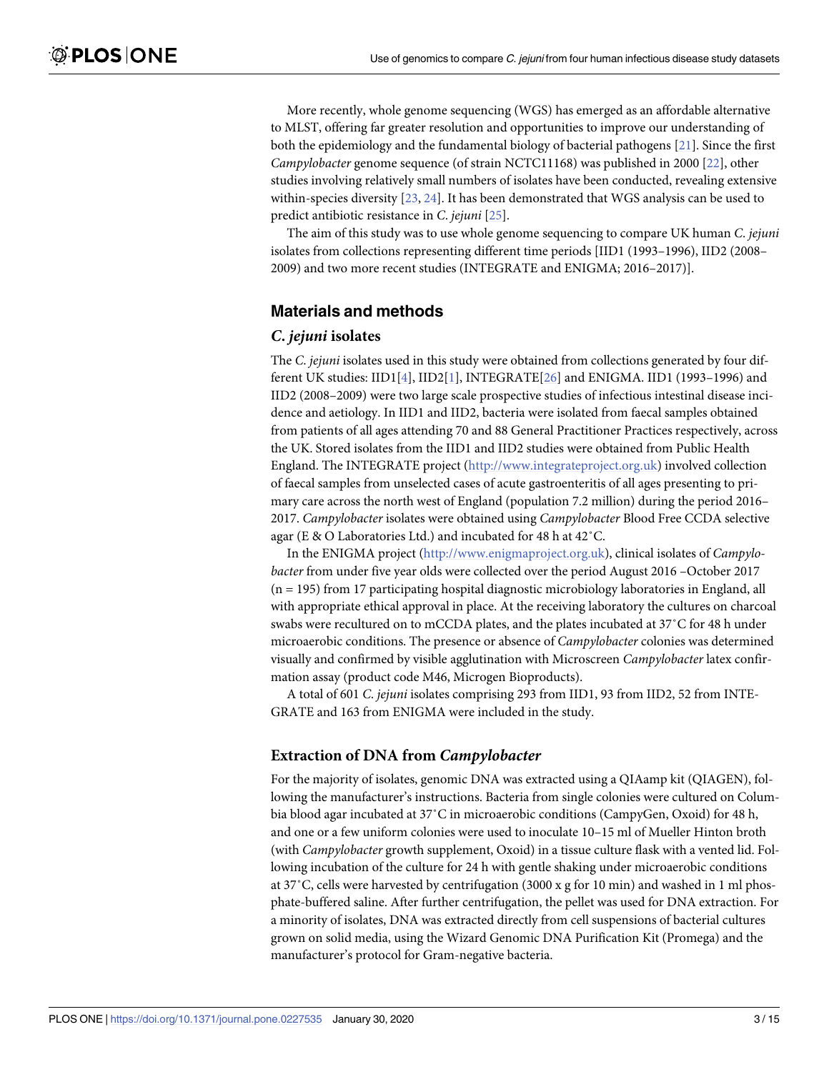More recently, whole genome sequencing (WGS) has emerged as an affordable alternative to MLST, offering far greater resolution and opportunities to improve our understanding of both the epidemiology and the fundamental biology of bacterial pathogens [21]. Since the first *Campylobacter* genome sequence (of strain NCTC11168) was published in 2000 [22], other studies involving relatively small numbers of isolates have been conducted, revealing extensive within-species diversity [23, 24]. It has been demonstrated that WGS analysis can be used to predict antibiotic resistance in *C. jejuni* [25].

The aim of this study was to use whole genome sequencing to compare UK human *C. jejuni* isolates from collections representing different time periods [IID1 (1993–1996), IID2 (2008–2009) and two more recent studies (INTEGRATE and ENIGMA; 2016–2017)].

## Materials and methods

### *C. jejuni* isolates

The *C. jejuni* isolates used in this study were obtained from collections generated by four different UK studies: IID1[4], IID2[1], INTEGRATE[26] and ENIGMA. IID1 (1993–1996) and IID2 (2008–2009) were two large scale prospective studies of infectious intestinal disease incidence and aetiology. In IID1 and IID2, bacteria were isolated from faecal samples obtained from patients of all ages attending 70 and 88 General Practitioner Practices respectively, across the UK. Stored isolates from the IID1 and IID2 studies were obtained from Public Health England. The INTEGRATE project (http://www.integrateproject.org.uk) involved collection of faecal samples from unselected cases of acute gastroenteritis of all ages presenting to primary care across the north west of England (population 7.2 million) during the period 2016–2017. *Campylobacter* isolates were obtained using *Campylobacter* Blood Free CCDA selective agar (E & O Laboratories Ltd.) and incubated for 48 h at 42˚C.

In the ENIGMA project (http://www.enigmaproject.org.uk), clinical isolates of *Campylobacter* from under five year olds were collected over the period August 2016 –October 2017 (n = 195) from 17 participating hospital diagnostic microbiology laboratories in England, all with appropriate ethical approval in place. At the receiving laboratory the cultures on charcoal swabs were recultured on to mCCDA plates, and the plates incubated at 37˚C for 48 h under microaerobic conditions. The presence or absence of *Campylobacter* colonies was determined visually and confirmed by visible agglutination with Microscreen *Campylobacter* latex confirmation assay (product code M46, Microgen Bioproducts).

A total of 601 *C. jejuni* isolates comprising 293 from IID1, 93 from IID2, 52 from INTEGRATE and 163 from ENIGMA were included in the study.

### Extraction of DNA from *Campylobacter*

For the majority of isolates, genomic DNA was extracted using a QIAamp kit (QIAGEN), following the manufacturer's instructions. Bacteria from single colonies were cultured on Columbia blood agar incubated at 37˚C in microaerobic conditions (CampyGen, Oxoid) for 48 h, and one or a few uniform colonies were used to inoculate 10–15 ml of Mueller Hinton broth (with *Campylobacter* growth supplement, Oxoid) in a tissue culture flask with a vented lid. Following incubation of the culture for 24 h with gentle shaking under microaerobic conditions at 37˚C, cells were harvested by centrifugation (3000 x g for 10 min) and washed in 1 ml phosphate-buffered saline. After further centrifugation, the pellet was used for DNA extraction. For a minority of isolates, DNA was extracted directly from cell suspensions of bacterial cultures grown on solid media, using the Wizard Genomic DNA Purification Kit (Promega) and the manufacturer's protocol for Gram-negative bacteria.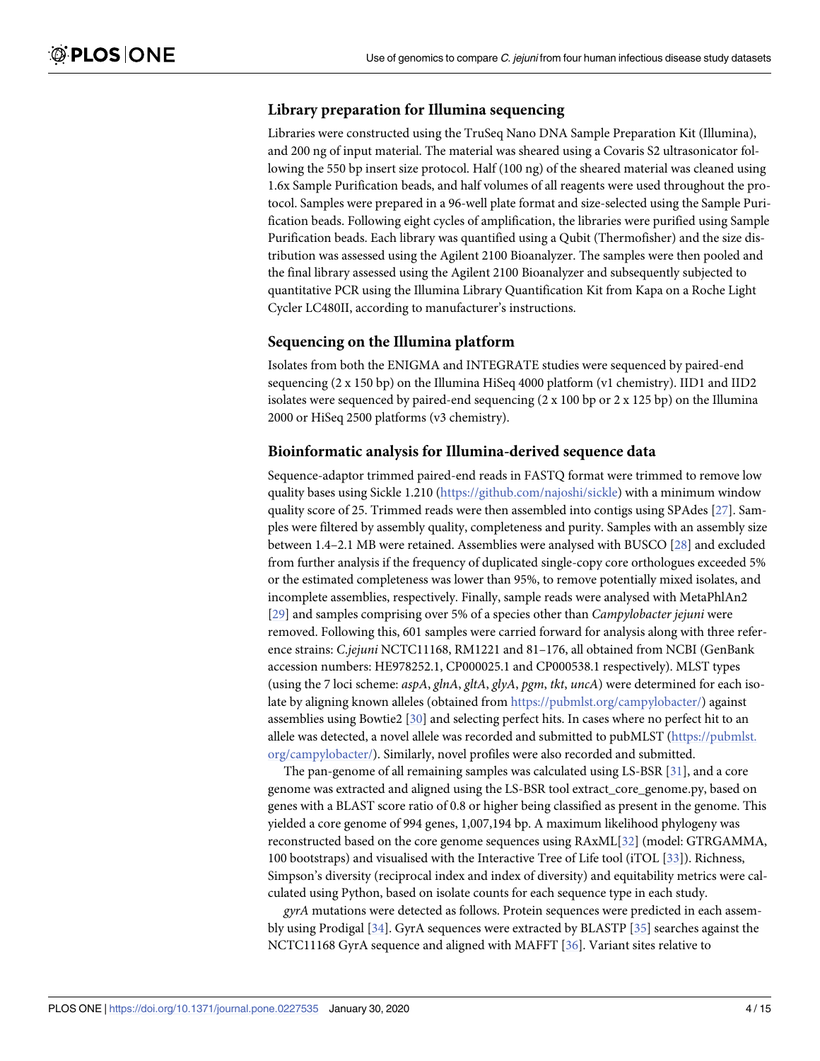### Library preparation for Illumina sequencing

Libraries were constructed using the TruSeq Nano DNA Sample Preparation Kit (Illumina), and 200 ng of input material. The material was sheared using a Covaris S2 ultrasonicator following the 550 bp insert size protocol. Half (100 ng) of the sheared material was cleaned using 1.6x Sample Purification beads, and half volumes of all reagents were used throughout the protocol. Samples were prepared in a 96-well plate format and size-selected using the Sample Purification beads. Following eight cycles of amplification, the libraries were purified using Sample Purification beads. Each library was quantified using a Qubit (Thermofisher) and the size distribution was assessed using the Agilent 2100 Bioanalyzer. The samples were then pooled and the final library assessed using the Agilent 2100 Bioanalyzer and subsequently subjected to quantitative PCR using the Illumina Library Quantification Kit from Kapa on a Roche Light Cycler LC480II, according to manufacturer's instructions.

### Sequencing on the Illumina platform

Isolates from both the ENIGMA and INTEGRATE studies were sequenced by paired-end sequencing (2 x 150 bp) on the Illumina HiSeq 4000 platform (v1 chemistry). IID1 and IID2 isolates were sequenced by paired-end sequencing (2 x 100 bp or 2 x 125 bp) on the Illumina 2000 or HiSeq 2500 platforms (v3 chemistry).

### Bioinformatic analysis for Illumina-derived sequence data

Sequence-adaptor trimmed paired-end reads in FASTQ format were trimmed to remove low quality bases using Sickle 1.210 (https://github.com/najoshi/sickle) with a minimum window quality score of 25. Trimmed reads were then assembled into contigs using SPAdes [27]. Samples were filtered by assembly quality, completeness and purity. Samples with an assembly size between 1.4–2.1 MB were retained. Assemblies were analysed with BUSCO [28] and excluded from further analysis if the frequency of duplicated single-copy core orthologues exceeded 5% or the estimated completeness was lower than 95%, to remove potentially mixed isolates, and incomplete assemblies, respectively. Finally, sample reads were analysed with MetaPhlAn2 [29] and samples comprising over 5% of a species other than *Campylobacter jejuni* were removed. Following this, 601 samples were carried forward for analysis along with three reference strains: *C.jejuni* NCTC11168, RM1221 and 81–176, all obtained from NCBI (GenBank accession numbers: HE978252.1, CP000025.1 and CP000538.1 respectively). MLST types (using the 7 loci scheme: *aspA*, *glnA*, *gltA*, *glyA*, *pgm*, *tkt*, *uncA*) were determined for each isolate by aligning known alleles (obtained from https://pubmlst.org/campylobacter/) against assemblies using Bowtie2 [30] and selecting perfect hits. In cases where no perfect hit to an allele was detected, a novel allele was recorded and submitted to pubMLST (https://pubmlst.org/campylobacter/). Similarly, novel profiles were also recorded and submitted.

The pan-genome of all remaining samples was calculated using LS-BSR [31], and a core genome was extracted and aligned using the LS-BSR tool extract_core_genome.py, based on genes with a BLAST score ratio of 0.8 or higher being classified as present in the genome. This yielded a core genome of 994 genes, 1,007,194 bp. A maximum likelihood phylogeny was reconstructed based on the core genome sequences using RAxML[32] (model: GTRGAMMA, 100 bootstraps) and visualised with the Interactive Tree of Life tool (iTOL [33]). Richness, Simpson's diversity (reciprocal index and index of diversity) and equitability metrics were calculated using Python, based on isolate counts for each sequence type in each study.

*gyrA* mutations were detected as follows. Protein sequences were predicted in each assembly using Prodigal [34]. GyrA sequences were extracted by BLASTP [35] searches against the NCTC11168 GyrA sequence and aligned with MAFFT [36]. Variant sites relative to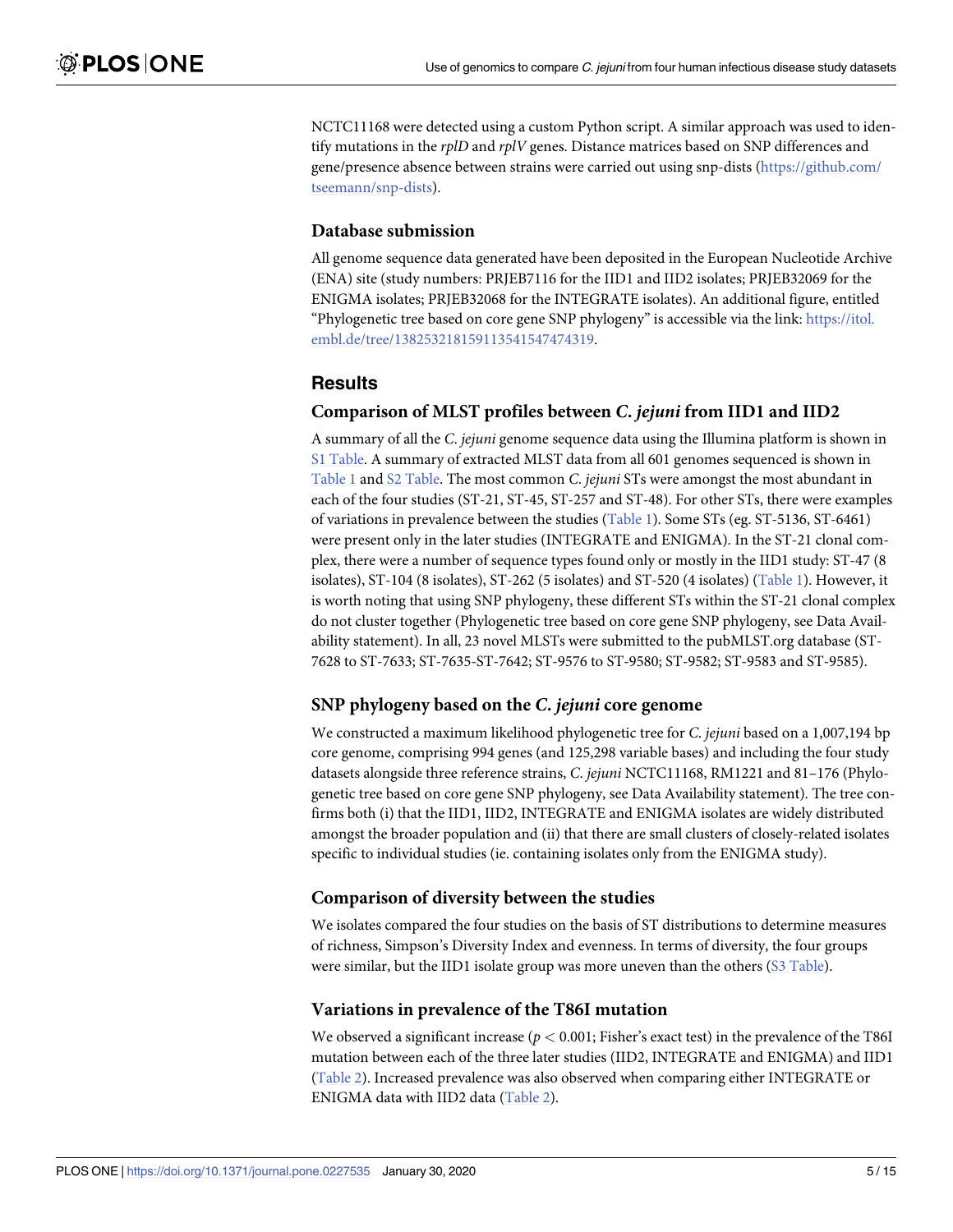NCTC11168 were detected using a custom Python script. A similar approach was used to identify mutations in the *rplD* and *rplV* genes. Distance matrices based on SNP differences and gene/presence absence between strains were carried out using snp-dists (https://github.com/tseemann/snp-dists).

### Database submission

All genome sequence data generated have been deposited in the European Nucleotide Archive (ENA) site (study numbers: PRJEB7116 for the IID1 and IID2 isolates; PRJEB32069 for the ENIGMA isolates; PRJEB32068 for the INTEGRATE isolates). An additional figure, entitled "Phylogenetic tree based on core gene SNP phylogeny" is accessible via the link: https://itol.embl.de/tree/13825321815911354154747431​9.

## Results

### Comparison of MLST profiles between *C. jejuni* from IID1 and IID2

A summary of all the *C. jejuni* genome sequence data using the Illumina platform is shown in S1 Table. A summary of extracted MLST data from all 601 genomes sequenced is shown in Table 1 and S2 Table. The most common *C. jejuni* STs were amongst the most abundant in each of the four studies (ST-21, ST-45, ST-257 and ST-48). For other STs, there were examples of variations in prevalence between the studies (Table 1). Some STs (eg. ST-5136, ST-6461) were present only in the later studies (INTEGRATE and ENIGMA). In the ST-21 clonal complex, there were a number of sequence types found only or mostly in the IID1 study: ST-47 (8 isolates), ST-104 (8 isolates), ST-262 (5 isolates) and ST-520 (4 isolates) (Table 1). However, it is worth noting that using SNP phylogeny, these different STs within the ST-21 clonal complex do not cluster together (Phylogenetic tree based on core gene SNP phylogeny, see Data Availability statement). In all, 23 novel MLSTs were submitted to the pubMLST.org database (ST-7628 to ST-7633; ST-7635-ST-7642; ST-9576 to ST-9580; ST-9582; ST-9583 and ST-9585).

### SNP phylogeny based on the *C. jejuni* core genome

We constructed a maximum likelihood phylogenetic tree for *C. jejuni* based on a 1,007,194 bp core genome, comprising 994 genes (and 125,298 variable bases) and including the four study datasets alongside three reference strains, *C. jejuni* NCTC11168, RM1221 and 81–176 (Phylogenetic tree based on core gene SNP phylogeny, see Data Availability statement). The tree confirms both (i) that the IID1, IID2, INTEGRATE and ENIGMA isolates are widely distributed amongst the broader population and (ii) that there are small clusters of closely-related isolates specific to individual studies (ie. containing isolates only from the ENIGMA study).

### Comparison of diversity between the studies

We isolates compared the four studies on the basis of ST distributions to determine measures of richness, Simpson's Diversity Index and evenness. In terms of diversity, the four groups were similar, but the IID1 isolate group was more uneven than the others (S3 Table).

### Variations in prevalence of the T86I mutation

We observed a significant increase ($p < 0.001$; Fisher's exact test) in the prevalence of the T86I mutation between each of the three later studies (IID2, INTEGRATE and ENIGMA) and IID1 (Table 2). Increased prevalence was also observed when comparing either INTEGRATE or ENIGMA data with IID2 data (Table 2).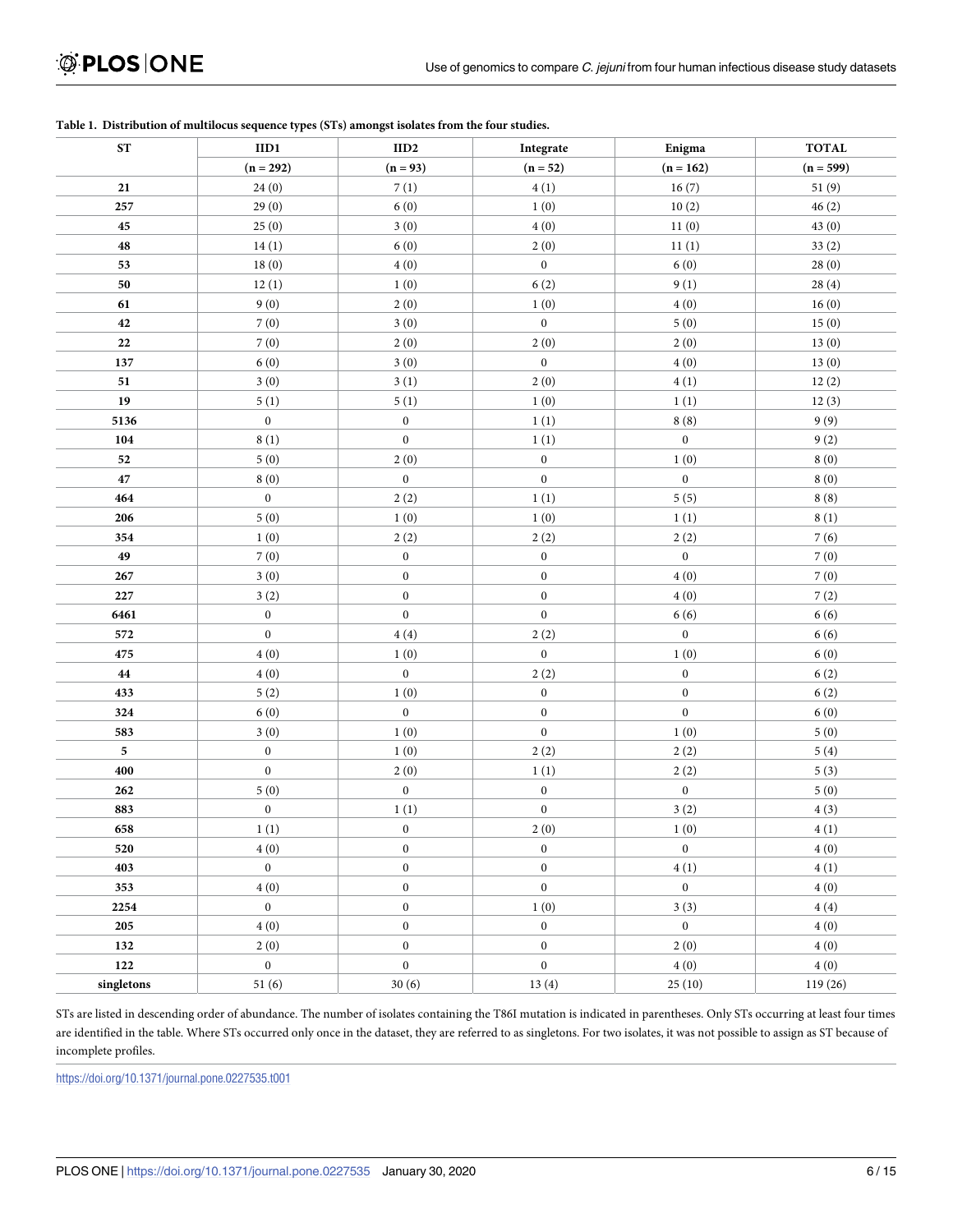**Table 1. Distribution of multilocus sequence types (STs) amongst isolates from the four studies.**

| ST | IID1 | IID2 | Integrate | Enigma | TOTAL |
|---|---|---|---|---|---|
| | (n = 292) | (n = 93) | (n = 52) | (n = 162) | (n = 599) |
| **21** | 24 (0) | 7 (1) | 4 (1) | 16 (7) | 51 (9) |
| **257** | 29 (0) | 6 (0) | 1 (0) | 10 (2) | 46 (2) |
| **45** | 25 (0) | 3 (0) | 4 (0) | 11 (0) | 43 (0) |
| **48** | 14 (1) | 6 (0) | 2 (0) | 11 (1) | 33 (2) |
| **53** | 18 (0) | 4 (0) | 0 | 6 (0) | 28 (0) |
| **50** | 12 (1) | 1 (0) | 6 (2) | 9 (1) | 28 (4) |
| **61** | 9 (0) | 2 (0) | 1 (0) | 4 (0) | 16 (0) |
| **42** | 7 (0) | 3 (0) | 0 | 5 (0) | 15 (0) |
| **22** | 7 (0) | 2 (0) | 2 (0) | 2 (0) | 13 (0) |
| **137** | 6 (0) | 3 (0) | 0 | 4 (0) | 13 (0) |
| **51** | 3 (0) | 3 (1) | 2 (0) | 4 (1) | 12 (2) |
| **19** | 5 (1) | 5 (1) | 1 (0) | 1 (1) | 12 (3) |
| **5136** | 0 | 0 | 1 (1) | 8 (8) | 9 (9) |
| **104** | 8 (1) | 0 | 1 (1) | 0 | 9 (2) |
| **52** | 5 (0) | 2 (0) | 0 | 1 (0) | 8 (0) |
| **47** | 8 (0) | 0 | 0 | 0 | 8 (0) |
| **464** | 0 | 2 (2) | 1 (1) | 5 (5) | 8 (8) |
| **206** | 5 (0) | 1 (0) | 1 (0) | 1 (1) | 8 (1) |
| **354** | 1 (0) | 2 (2) | 2 (2) | 2 (2) | 7 (6) |
| **49** | 7 (0) | 0 | 0 | 0 | 7 (0) |
| **267** | 3 (0) | 0 | 0 | 4 (0) | 7 (0) |
| **227** | 3 (2) | 0 | 0 | 4 (0) | 7 (2) |
| **6461** | 0 | 0 | 0 | 6 (6) | 6 (6) |
| **572** | 0 | 4 (4) | 2 (2) | 0 | 6 (6) |
| **475** | 4 (0) | 1 (0) | 0 | 1 (0) | 6 (0) |
| **44** | 4 (0) | 0 | 2 (2) | 0 | 6 (2) |
| **433** | 5 (2) | 1 (0) | 0 | 0 | 6 (2) |
| **324** | 6 (0) | 0 | 0 | 0 | 6 (0) |
| **583** | 3 (0) | 1 (0) | 0 | 1 (0) | 5 (0) |
| **5** | 0 | 1 (0) | 2 (2) | 2 (2) | 5 (4) |
| **400** | 0 | 2 (0) | 1 (1) | 2 (2) | 5 (3) |
| **262** | 5 (0) | 0 | 0 | 0 | 5 (0) |
| **883** | 0 | 1 (1) | 0 | 3 (2) | 4 (3) |
| **658** | 1 (1) | 0 | 2 (0) | 1 (0) | 4 (1) |
| **520** | 4 (0) | 0 | 0 | 0 | 4 (0) |
| **403** | 0 | 0 | 0 | 4 (1) | 4 (1) |
| **353** | 4 (0) | 0 | 0 | 0 | 4 (0) |
| **2254** | 0 | 0 | 1 (0) | 3 (3) | 4 (4) |
| **205** | 4 (0) | 0 | 0 | 0 | 4 (0) |
| **132** | 2 (0) | 0 | 0 | 2 (0) | 4 (0) |
| **122** | 0 | 0 | 0 | 4 (0) | 4 (0) |
| **singletons** | 51 (6) | 30 (6) | 13 (4) | 25 (10) | 119 (26) |

STs are listed in descending order of abundance. The number of isolates containing the T86I mutation is indicated in parentheses. Only STs occurring at least four times are identified in the table. Where STs occurred only once in the dataset, they are referred to as singletons. For two isolates, it was not possible to assign as ST because of incomplete profiles.

https://doi.org/10.1371/journal.pone.0227535.t001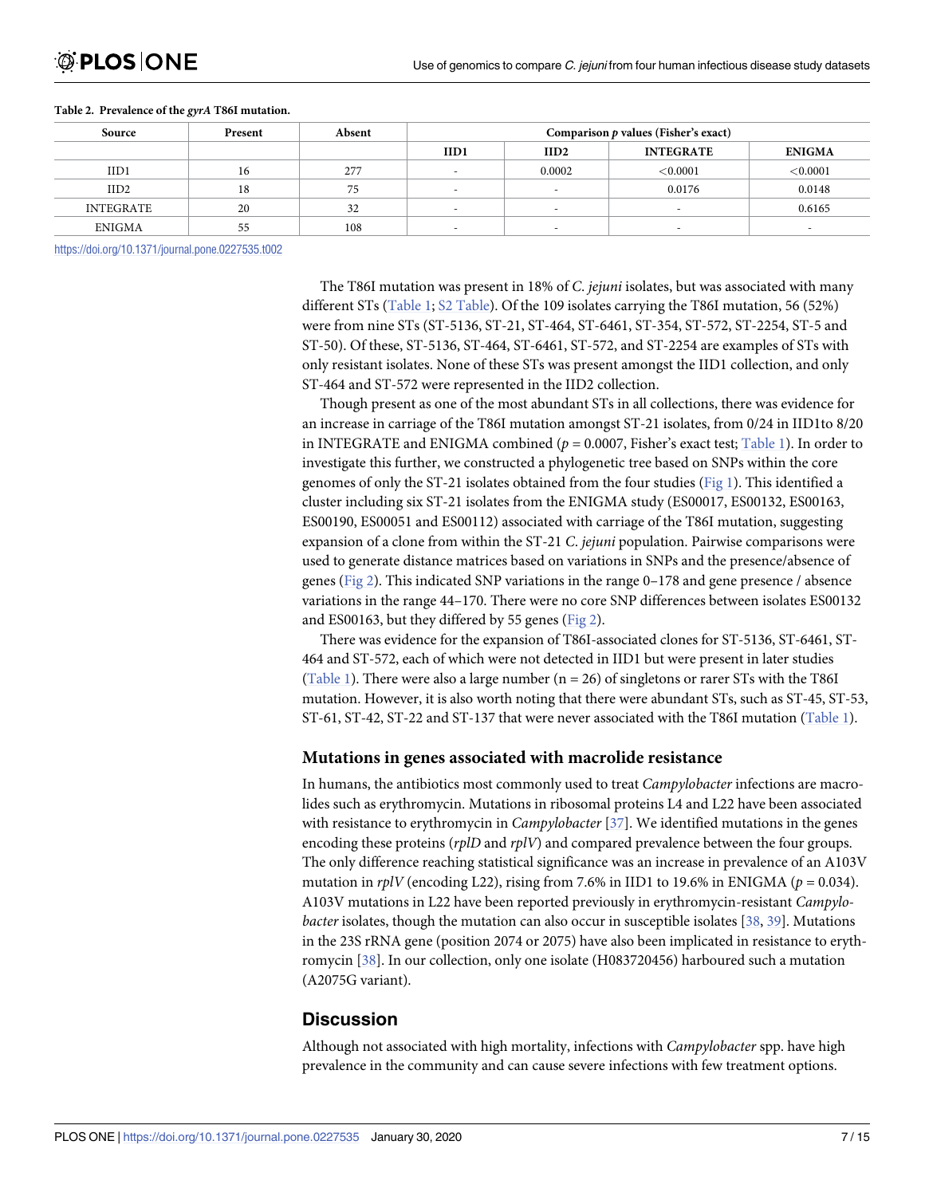**Table 2. Prevalence of the *gyrA* T86I mutation.**

| Source | Present | Absent | Comparison *p* values (Fisher's exact) | | | |
|---|---|---|---|---|---|---|
| | | | IID1 | IID2 | INTEGRATE | ENIGMA |
| IID1 | 16 | 277 | - | 0.0002 | <0.0001 | <0.0001 |
| IID2 | 18 | 75 | - | - | 0.0176 | 0.0148 |
| INTEGRATE | 20 | 32 | - | - | - | 0.6165 |
| ENIGMA | 55 | 108 | - | - | - | - |

https://doi.org/10.1371/journal.pone.0227535.t002

The T86I mutation was present in 18% of *C. jejuni* isolates, but was associated with many different STs (Table 1; S2 Table). Of the 109 isolates carrying the T86I mutation, 56 (52%) were from nine STs (ST-5136, ST-21, ST-464, ST-6461, ST-354, ST-572, ST-2254, ST-5 and ST-50). Of these, ST-5136, ST-464, ST-6461, ST-572, and ST-2254 are examples of STs with only resistant isolates. None of these STs was present amongst the IID1 collection, and only ST-464 and ST-572 were represented in the IID2 collection.

Though present as one of the most abundant STs in all collections, there was evidence for an increase in carriage of the T86I mutation amongst ST-21 isolates, from 0/24 in IID1to 8/20 in INTEGRATE and ENIGMA combined ($p = 0.0007$, Fisher's exact test; Table 1). In order to investigate this further, we constructed a phylogenetic tree based on SNPs within the core genomes of only the ST-21 isolates obtained from the four studies (Fig 1). This identified a cluster including six ST-21 isolates from the ENIGMA study (ES00017, ES00132, ES00163, ES00190, ES00051 and ES00112) associated with carriage of the T86I mutation, suggesting expansion of a clone from within the ST-21 *C. jejuni* population. Pairwise comparisons were used to generate distance matrices based on variations in SNPs and the presence/absence of genes (Fig 2). This indicated SNP variations in the range 0–178 and gene presence / absence variations in the range 44–170. There were no core SNP differences between isolates ES00132 and ES00163, but they differed by 55 genes (Fig 2).

There was evidence for the expansion of T86I-associated clones for ST-5136, ST-6461, ST-464 and ST-572, each of which were not detected in IID1 but were present in later studies (Table 1). There were also a large number (n = 26) of singletons or rarer STs with the T86I mutation. However, it is also worth noting that there were abundant STs, such as ST-45, ST-53, ST-61, ST-42, ST-22 and ST-137 that were never associated with the T86I mutation (Table 1).

### Mutations in genes associated with macrolide resistance

In humans, the antibiotics most commonly used to treat *Campylobacter* infections are macrolides such as erythromycin. Mutations in ribosomal proteins L4 and L22 have been associated with resistance to erythromycin in *Campylobacter* [37]. We identified mutations in the genes encoding these proteins (*rplD* and *rplV*) and compared prevalence between the four groups. The only difference reaching statistical significance was an increase in prevalence of an A103V mutation in *rplV* (encoding L22), rising from 7.6% in IID1 to 19.6% in ENIGMA ($p = 0.034$). A103V mutations in L22 have been reported previously in erythromycin-resistant *Campylobacter* isolates, though the mutation can also occur in susceptible isolates [38, 39]. Mutations in the 23S rRNA gene (position 2074 or 2075) have also been implicated in resistance to erythromycin [38]. In our collection, only one isolate (H083720456) harboured such a mutation (A2075G variant).

## Discussion

Although not associated with high mortality, infections with *Campylobacter* spp. have high prevalence in the community and can cause severe infections with few treatment options.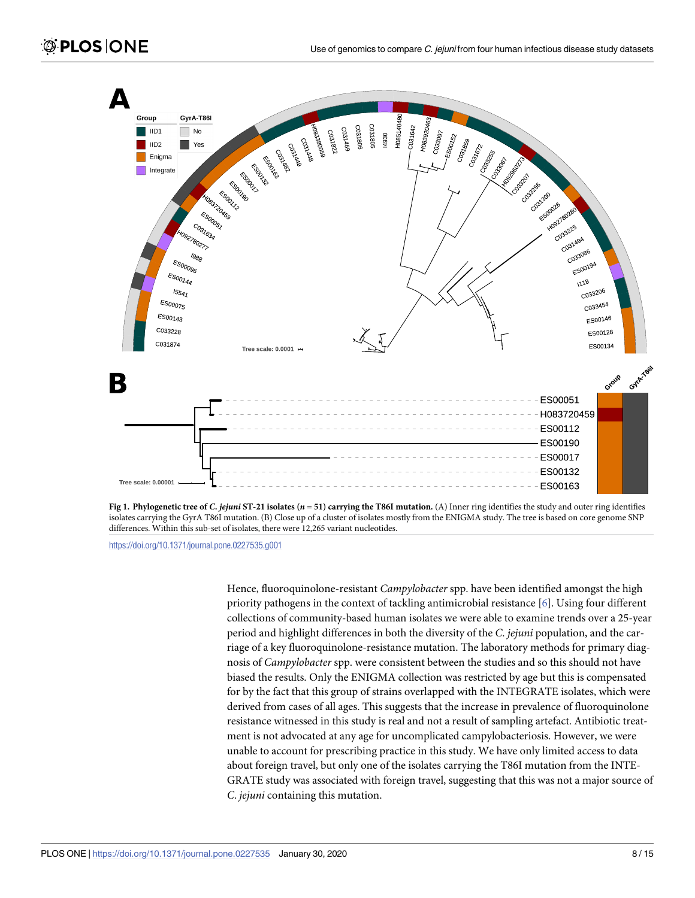A

Group
IID1
IID2
Enigma
Integrate

GyrA-T86I
No
Yes

H093380059
C031822
C031469
C031806
C031805
I4930
H085140480
C031642
H083920463
C033097
ES00152
C031859
C031672
C033255
C033067
H092960273
C033207
C033256
C031300
ES00026
H092780280
C033225
C031494
C033086
ES00194
I118
C033206
C033454
ES00146
ES00128
ES00134
C031448
C031449
C031482
ES00163
ES00132
ES00017
ES00190
ES00112
H083720459
ES00051
C031634
H092780277
I988
ES00096
ES00144
I5541
ES00075
ES00143
C033228
C031874

Tree scale: 0.0001

B

Group
GyrA-T86I

ES00051
H083720459
ES00112
ES00190
ES00017
ES00132
ES00163

Tree scale: 0.00001

**Fig 1. Phylogenetic tree of *C. jejuni* ST-21 isolates (*n* = 51) carrying the T86I mutation.** (A) Inner ring identifies the study and outer ring identifies isolates carrying the GyrA T86I mutation. (B) Close up of a cluster of isolates mostly from the ENIGMA study. The tree is based on core genome SNP differences. Within this sub-set of isolates, there were 12,265 variant nucleotides.

https://doi.org/10.1371/journal.pone.0227535.g001

Hence, fluoroquinolone-resistant *Campylobacter* spp. have been identified amongst the high priority pathogens in the context of tackling antimicrobial resistance [6]. Using four different collections of community-based human isolates we were able to examine trends over a 25-year period and highlight differences in both the diversity of the *C. jejuni* population, and the carriage of a key fluoroquinolone-resistance mutation. The laboratory methods for primary diagnosis of *Campylobacter* spp. were consistent between the studies and so this should not have biased the results. Only the ENIGMA collection was restricted by age but this is compensated for by the fact that this group of strains overlapped with the INTEGRATE isolates, which were derived from cases of all ages. This suggests that the increase in prevalence of fluoroquinolone resistance witnessed in this study is real and not a result of sampling artefact. Antibiotic treatment is not advocated at any age for uncomplicated campylobacteriosis. However, we were unable to account for prescribing practice in this study. We have only limited access to data about foreign travel, but only one of the isolates carrying the T86I mutation from the INTEGRATE study was associated with foreign travel, suggesting that this was not a major source of *C. jejuni* containing this mutation.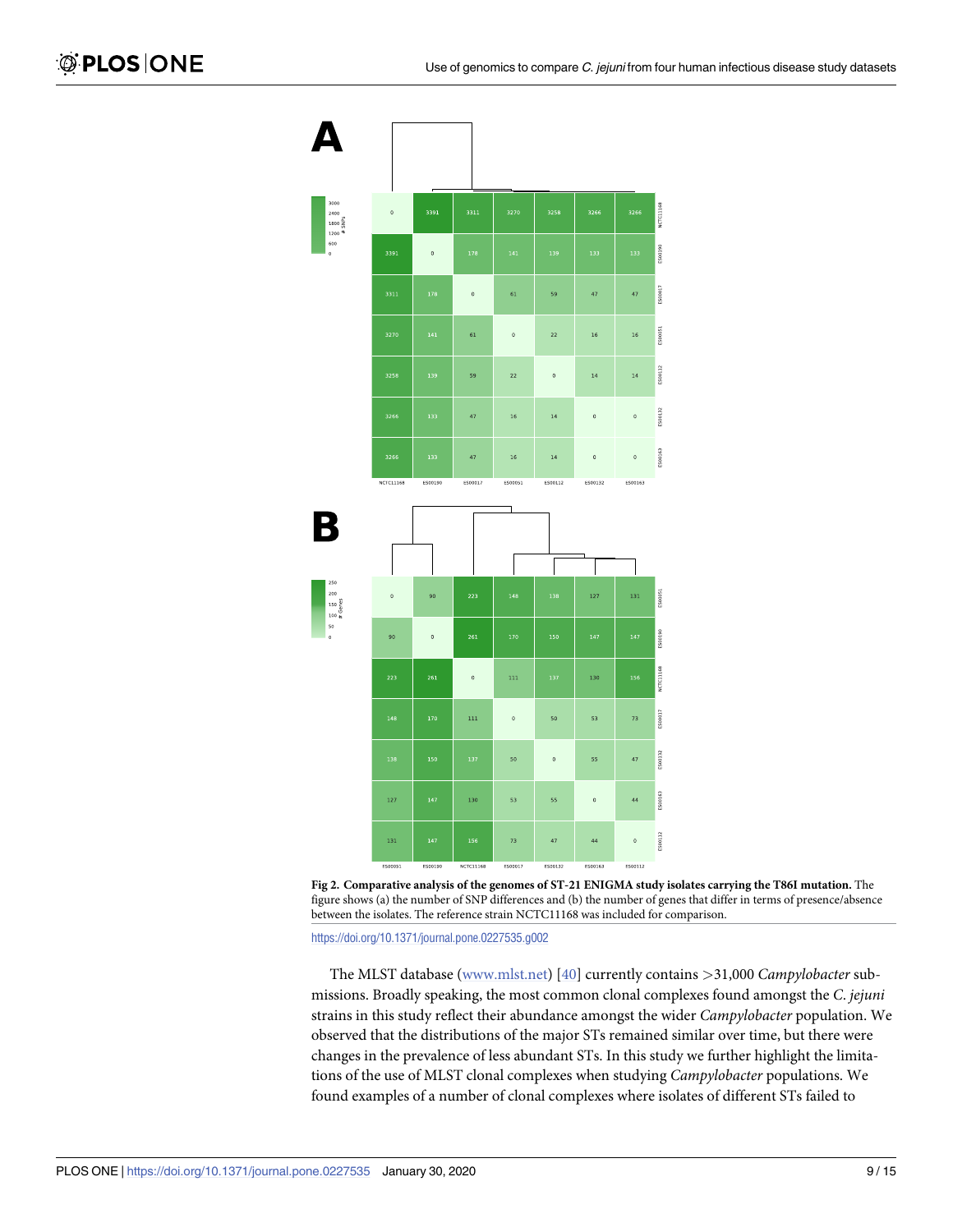A

3000
2400
1800
1200
600
0
# SNPs

| | | | | | | | |
|---|---|---|---|---|---|---|---|
| 0 | 3391 | 3311 | 3270 | 3258 | 3266 | 3266 | NCTC11168 |
| 3391 | 0 | 178 | 141 | 139 | 133 | 133 | ES00190 |
| 3311 | 178 | 0 | 61 | 59 | 47 | 47 | ES00017 |
| 3270 | 141 | 61 | 0 | 22 | 16 | 16 | ES00051 |
| 3258 | 139 | 59 | 22 | 0 | 14 | 14 | ES00112 |
| 3266 | 133 | 47 | 16 | 14 | 0 | 0 | ES00132 |
| 3266 | 133 | 47 | 16 | 14 | 0 | 0 | ES00163 |
| NCTC11168 | ES00190 | ES00017 | ES00051 | ES00112 | ES00132 | ES00163 | |

B

250
200
150
100
50
0
# Genes

| | | | | | | | |
|---|---|---|---|---|---|---|---|
| 0 | 90 | 223 | 148 | 138 | 127 | 131 | ES00051 |
| 90 | 0 | 261 | 170 | 150 | 147 | 147 | ES00190 |
| 223 | 261 | 0 | 111 | 137 | 130 | 156 | NCTC11168 |
| 148 | 170 | 111 | 0 | 50 | 53 | 73 | ES00017 |
| 138 | 150 | 137 | 50 | 0 | 55 | 47 | ES00132 |
| 127 | 147 | 130 | 53 | 55 | 0 | 44 | ES00163 |
| 131 | 147 | 156 | 73 | 47 | 44 | 0 | ES00112 |
| ES00051 | ES00190 | NCTC11168 | ES00017 | ES00132 | ES00163 | ES00112 | |

**Fig 2. Comparative analysis of the genomes of ST-21 ENIGMA study isolates carrying the T86I mutation.** The figure shows (a) the number of SNP differences and (b) the number of genes that differ in terms of presence/absence between the isolates. The reference strain NCTC11168 was included for comparison.

https://doi.org/10.1371/journal.pone.0227535.g002

The MLST database (www.mlst.net) [40] currently contains >31,000 *Campylobacter* submissions. Broadly speaking, the most common clonal complexes found amongst the *C. jejuni* strains in this study reflect their abundance amongst the wider *Campylobacter* population. We observed that the distributions of the major STs remained similar over time, but there were changes in the prevalence of less abundant STs. In this study we further highlight the limitations of the use of MLST clonal complexes when studying *Campylobacter* populations. We found examples of a number of clonal complexes where isolates of different STs failed to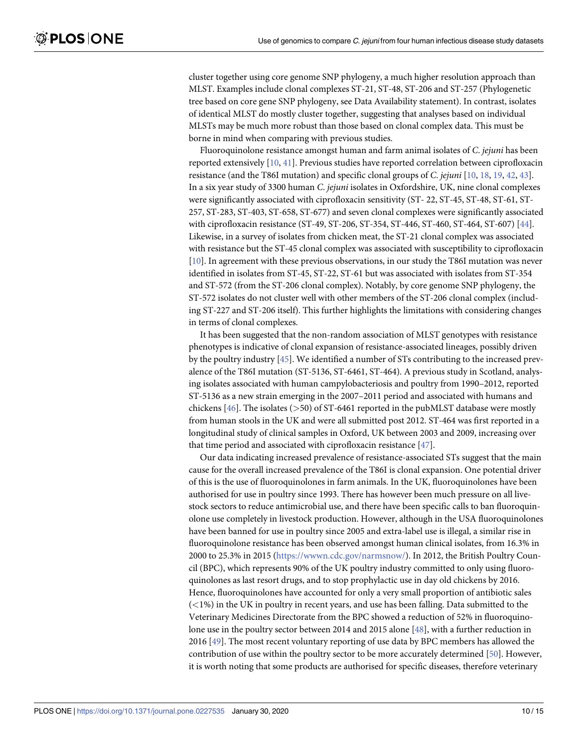cluster together using core genome SNP phylogeny, a much higher resolution approach than MLST. Examples include clonal complexes ST-21, ST-48, ST-206 and ST-257 (Phylogenetic tree based on core gene SNP phylogeny, see Data Availability statement). In contrast, isolates of identical MLST do mostly cluster together, suggesting that analyses based on individual MLSTs may be much more robust than those based on clonal complex data. This must be borne in mind when comparing with previous studies.

Fluoroquinolone resistance amongst human and farm animal isolates of *C. jejuni* has been reported extensively [10, 41]. Previous studies have reported correlation between ciprofloxacin resistance (and the T86I mutation) and specific clonal groups of *C. jejuni* [10, 18, 19, 42, 43]. In a six year study of 3300 human *C. jejuni* isolates in Oxfordshire, UK, nine clonal complexes were significantly associated with ciprofloxacin sensitivity (ST- 22, ST-45, ST-48, ST-61, ST-257, ST-283, ST-403, ST-658, ST-677) and seven clonal complexes were significantly associated with ciprofloxacin resistance (ST-49, ST-206, ST-354, ST-446, ST-460, ST-464, ST-607) [44]. Likewise, in a survey of isolates from chicken meat, the ST-21 clonal complex was associated with resistance but the ST-45 clonal complex was associated with susceptibility to ciprofloxacin [10]. In agreement with these previous observations, in our study the T86I mutation was never identified in isolates from ST-45, ST-22, ST-61 but was associated with isolates from ST-354 and ST-572 (from the ST-206 clonal complex). Notably, by core genome SNP phylogeny, the ST-572 isolates do not cluster well with other members of the ST-206 clonal complex (including ST-227 and ST-206 itself). This further highlights the limitations with considering changes in terms of clonal complexes.

It has been suggested that the non-random association of MLST genotypes with resistance phenotypes is indicative of clonal expansion of resistance-associated lineages, possibly driven by the poultry industry [45]. We identified a number of STs contributing to the increased prevalence of the T86I mutation (ST-5136, ST-6461, ST-464). A previous study in Scotland, analysing isolates associated with human campylobacteriosis and poultry from 1990–2012, reported ST-5136 as a new strain emerging in the 2007–2011 period and associated with humans and chickens [46]. The isolates (>50) of ST-6461 reported in the pubMLST database were mostly from human stools in the UK and were all submitted post 2012. ST-464 was first reported in a longitudinal study of clinical samples in Oxford, UK between 2003 and 2009, increasing over that time period and associated with ciprofloxacin resistance [47].

Our data indicating increased prevalence of resistance-associated STs suggest that the main cause for the overall increased prevalence of the T86I is clonal expansion. One potential driver of this is the use of fluoroquinolones in farm animals. In the UK, fluoroquinolones have been authorised for use in poultry since 1993. There has however been much pressure on all livestock sectors to reduce antimicrobial use, and there have been specific calls to ban fluoroquinolone use completely in livestock production. However, although in the USA fluoroquinolones have been banned for use in poultry since 2005 and extra-label use is illegal, a similar rise in fluoroquinolone resistance has been observed amongst human clinical isolates, from 16.3% in 2000 to 25.3% in 2015 (https://wwwn.cdc.gov/narmsnow/). In 2012, the British Poultry Council (BPC), which represents 90% of the UK poultry industry committed to only using fluoroquinolones as last resort drugs, and to stop prophylactic use in day old chickens by 2016. Hence, fluoroquinolones have accounted for only a very small proportion of antibiotic sales (<1%) in the UK in poultry in recent years, and use has been falling. Data submitted to the Veterinary Medicines Directorate from the BPC showed a reduction of 52% in fluoroquinolone use in the poultry sector between 2014 and 2015 alone [48], with a further reduction in 2016 [49]. The most recent voluntary reporting of use data by BPC members has allowed the contribution of use within the poultry sector to be more accurately determined [50]. However, it is worth noting that some products are authorised for specific diseases, therefore veterinary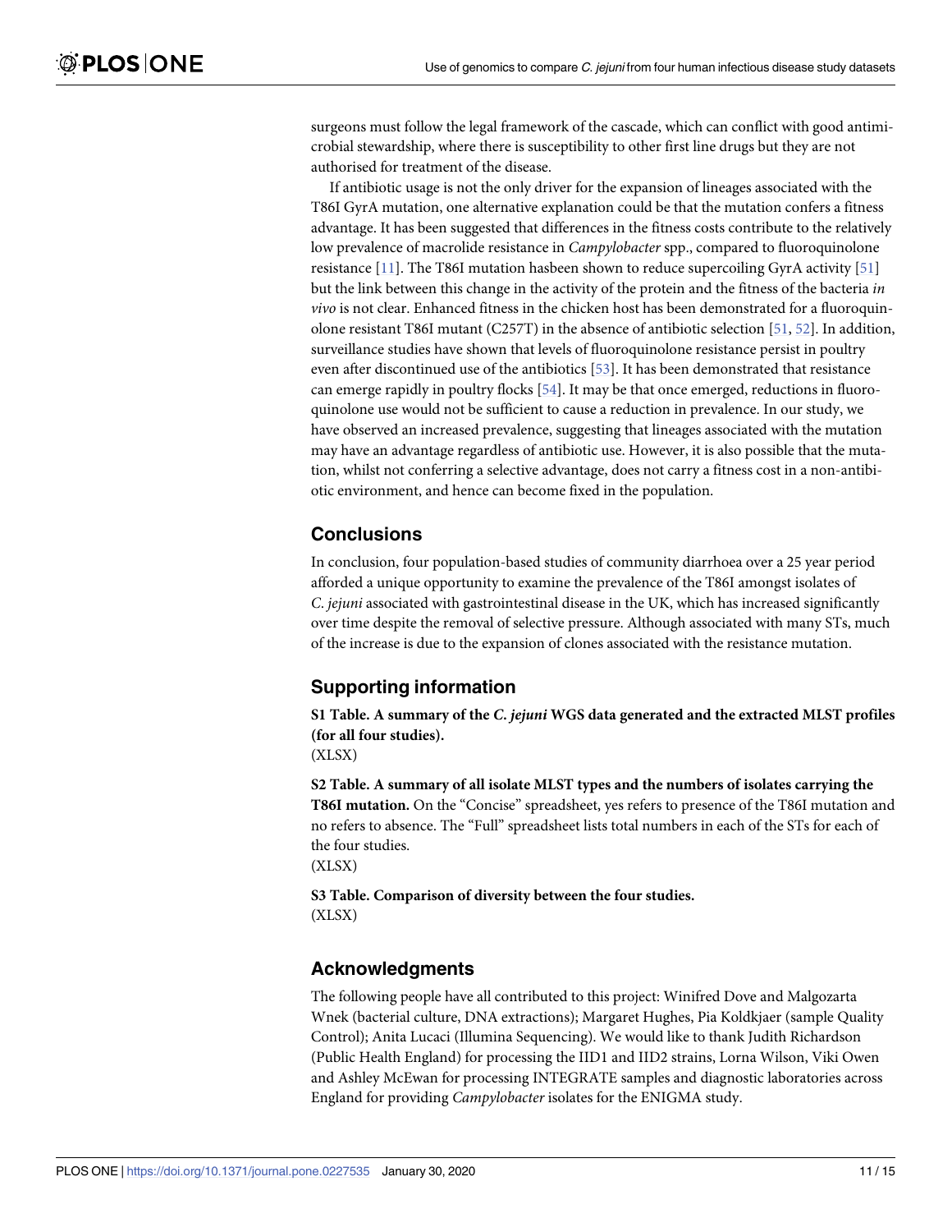surgeons must follow the legal framework of the cascade, which can conflict with good antimicrobial stewardship, where there is susceptibility to other first line drugs but they are not authorised for treatment of the disease.

If antibiotic usage is not the only driver for the expansion of lineages associated with the T86I GyrA mutation, one alternative explanation could be that the mutation confers a fitness advantage. It has been suggested that differences in the fitness costs contribute to the relatively low prevalence of macrolide resistance in *Campylobacter* spp., compared to fluoroquinolone resistance [11]. The T86I mutation hasbeen shown to reduce supercoiling GyrA activity [51] but the link between this change in the activity of the protein and the fitness of the bacteria *in vivo* is not clear. Enhanced fitness in the chicken host has been demonstrated for a fluoroquinolone resistant T86I mutant (C257T) in the absence of antibiotic selection [51, 52]. In addition, surveillance studies have shown that levels of fluoroquinolone resistance persist in poultry even after discontinued use of the antibiotics [53]. It has been demonstrated that resistance can emerge rapidly in poultry flocks [54]. It may be that once emerged, reductions in fluoroquinolone use would not be sufficient to cause a reduction in prevalence. In our study, we have observed an increased prevalence, suggesting that lineages associated with the mutation may have an advantage regardless of antibiotic use. However, it is also possible that the mutation, whilst not conferring a selective advantage, does not carry a fitness cost in a non-antibiotic environment, and hence can become fixed in the population.

## Conclusions

In conclusion, four population-based studies of community diarrhoea over a 25 year period afforded a unique opportunity to examine the prevalence of the T86I amongst isolates of *C. jejuni* associated with gastrointestinal disease in the UK, which has increased significantly over time despite the removal of selective pressure. Although associated with many STs, much of the increase is due to the expansion of clones associated with the resistance mutation.

## Supporting information

**S1 Table. A summary of the *C. jejuni* WGS data generated and the extracted MLST profiles (for all four studies).**
(XLSX)

**S2 Table. A summary of all isolate MLST types and the numbers of isolates carrying the T86I mutation.** On the "Concise" spreadsheet, yes refers to presence of the T86I mutation and no refers to absence. The "Full" spreadsheet lists total numbers in each of the STs for each of the four studies.
(XLSX)

**S3 Table. Comparison of diversity between the four studies.**
(XLSX)

## Acknowledgments

The following people have all contributed to this project: Winifred Dove and Malgozarta Wnek (bacterial culture, DNA extractions); Margaret Hughes, Pia Koldkjaer (sample Quality Control); Anita Lucaci (Illumina Sequencing). We would like to thank Judith Richardson (Public Health England) for processing the IID1 and IID2 strains, Lorna Wilson, Viki Owen and Ashley McEwan for processing INTEGRATE samples and diagnostic laboratories across England for providing *Campylobacter* isolates for the ENIGMA study.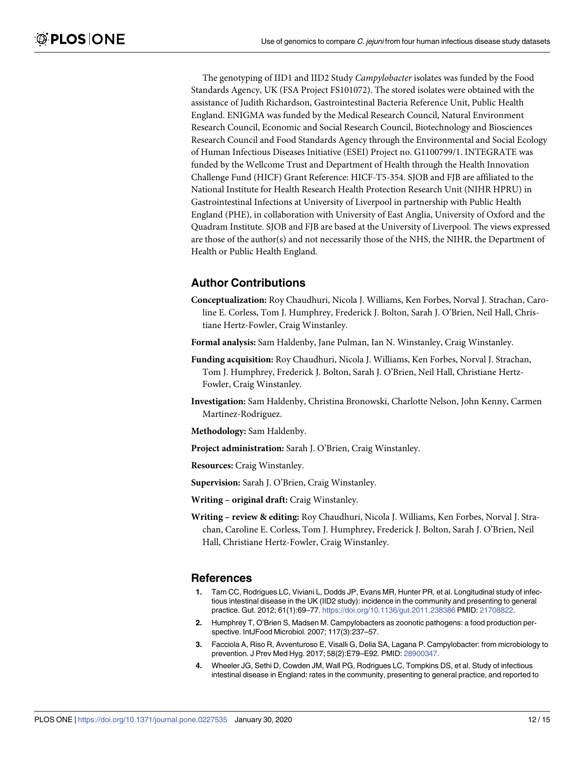The genotyping of IID1 and IID2 Study *Campylobacter* isolates was funded by the Food Standards Agency, UK (FSA Project FS101072). The stored isolates were obtained with the assistance of Judith Richardson, Gastrointestinal Bacteria Reference Unit, Public Health England. ENIGMA was funded by the Medical Research Council, Natural Environment Research Council, Economic and Social Research Council, Biotechnology and Biosciences Research Council and Food Standards Agency through the Environmental and Social Ecology of Human Infectious Diseases Initiative (ESEI) Project no. G1100799/1. INTEGRATE was funded by the Wellcome Trust and Department of Health through the Health Innovation Challenge Fund (HICF) Grant Reference: HICF-T5-354. SJOB and FJB are affiliated to the National Institute for Health Research Health Protection Research Unit (NIHR HPRU) in Gastrointestinal Infections at University of Liverpool in partnership with Public Health England (PHE), in collaboration with University of East Anglia, University of Oxford and the Quadram Institute. SJOB and FJB are based at the University of Liverpool. The views expressed are those of the author(s) and not necessarily those of the NHS, the NIHR, the Department of Health or Public Health England.

## Author Contributions

**Conceptualization:** Roy Chaudhuri, Nicola J. Williams, Ken Forbes, Norval J. Strachan, Caroline E. Corless, Tom J. Humphrey, Frederick J. Bolton, Sarah J. O'Brien, Neil Hall, Christiane Hertz-Fowler, Craig Winstanley.

**Formal analysis:** Sam Haldenby, Jane Pulman, Ian N. Winstanley, Craig Winstanley.

**Funding acquisition:** Roy Chaudhuri, Nicola J. Williams, Ken Forbes, Norval J. Strachan, Tom J. Humphrey, Frederick J. Bolton, Sarah J. O'Brien, Neil Hall, Christiane Hertz-Fowler, Craig Winstanley.

**Investigation:** Sam Haldenby, Christina Bronowski, Charlotte Nelson, John Kenny, Carmen Martinez-Rodriguez.

**Methodology:** Sam Haldenby.

**Project administration:** Sarah J. O'Brien, Craig Winstanley.

**Resources:** Craig Winstanley.

**Supervision:** Sarah J. O'Brien, Craig Winstanley.

**Writing – original draft:** Craig Winstanley.

**Writing – review & editing:** Roy Chaudhuri, Nicola J. Williams, Ken Forbes, Norval J. Strachan, Caroline E. Corless, Tom J. Humphrey, Frederick J. Bolton, Sarah J. O'Brien, Neil Hall, Christiane Hertz-Fowler, Craig Winstanley.

## References

1. Tam CC, Rodrigues LC, Viviani L, Dodds JP, Evans MR, Hunter PR, et al. Longitudinal study of infectious intestinal disease in the UK (IID2 study): incidence in the community and presenting to general practice. Gut. 2012; 61(1):69–77. https://doi.org/10.1136/gut.2011.238386 PMID: 21708822.
2. Humphrey T, O'Brien S, Madsen M. Campylobacters as zoonotic pathogens: a food production perspective. IntJFood Microbiol. 2007; 117(3):237–57.
3. Facciola A, Riso R, Avventuroso E, Visalli G, Delia SA, Lagana P. Campylobacter: from microbiology to prevention. J Prev Med Hyg. 2017; 58(2):E79–E92. PMID: 28900347.
4. Wheeler JG, Sethi D, Cowden JM, Wall PG, Rodrigues LC, Tompkins DS, et al. Study of infectious intestinal disease in England: rates in the community, presenting to general practice, and reported to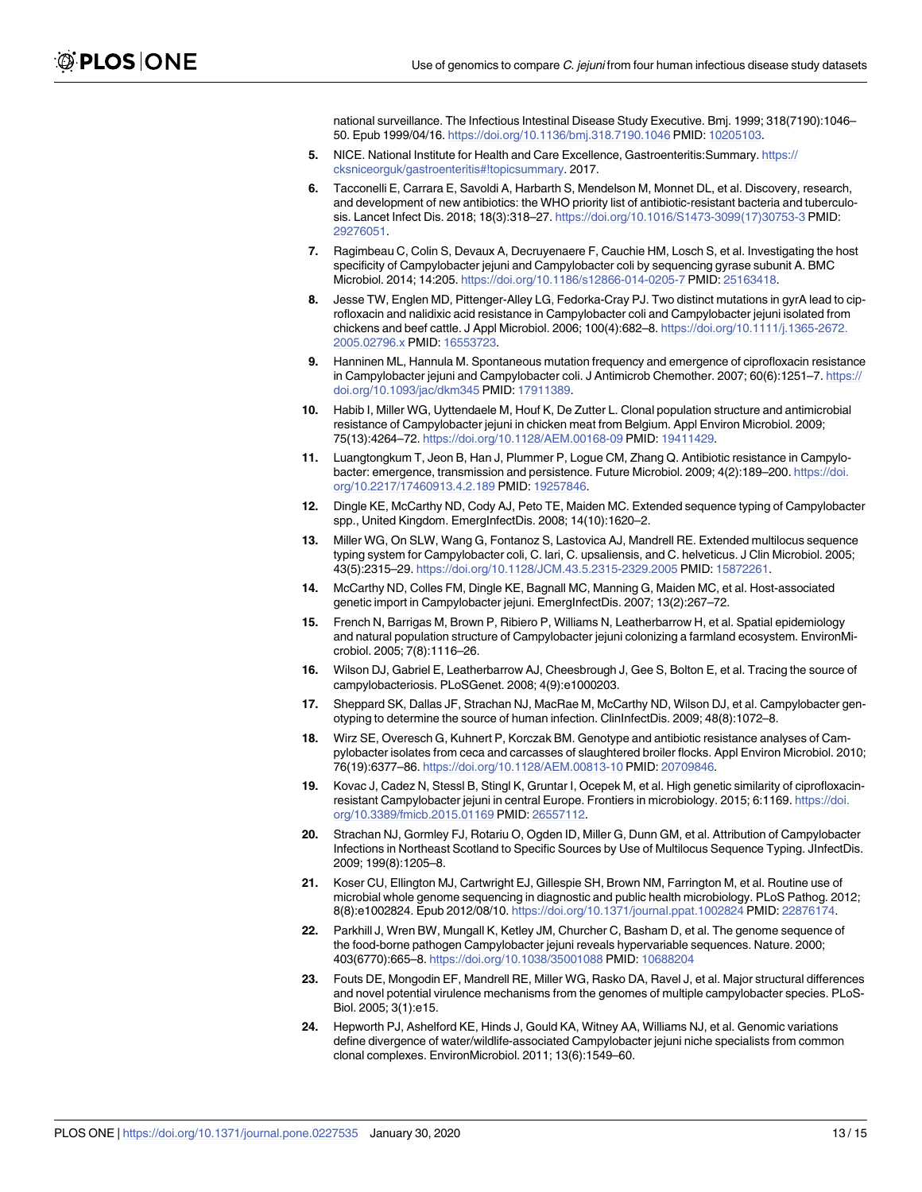national surveillance. The Infectious Intestinal Disease Study Executive. Bmj. 1999; 318(7190):1046–50. Epub 1999/04/16. https://doi.org/10.1136/bmj.318.7190.1046 PMID: 10205103.

5. NICE. National Institute for Health and Care Excellence, Gastroenteritis:Summary. https://cksniceorguk/gastroenteritis#!topicsummary. 2017.

6. Tacconelli E, Carrara E, Savoldi A, Harbarth S, Mendelson M, Monnet DL, et al. Discovery, research, and development of new antibiotics: the WHO priority list of antibiotic-resistant bacteria and tuberculosis. Lancet Infect Dis. 2018; 18(3):318–27. https://doi.org/10.1016/S1473-3099(17)30753-3 PMID: 29276051.

7. Ragimbeau C, Colin S, Devaux A, Decruyenaere F, Cauchie HM, Losch S, et al. Investigating the host specificity of Campylobacter jejuni and Campylobacter coli by sequencing gyrase subunit A. BMC Microbiol. 2014; 14:205. https://doi.org/10.1186/s12866-014-0205-7 PMID: 25163418.

8. Jesse TW, Englen MD, Pittenger-Alley LG, Fedorka-Cray PJ. Two distinct mutations in gyrA lead to ciprofloxacin and nalidixic acid resistance in Campylobacter coli and Campylobacter jejuni isolated from chickens and beef cattle. J Appl Microbiol. 2006; 100(4):682–8. https://doi.org/10.1111/j.1365-2672.2005.02796.x PMID: 16553723.

9. Hanninen ML, Hannula M. Spontaneous mutation frequency and emergence of ciprofloxacin resistance in Campylobacter jejuni and Campylobacter coli. J Antimicrob Chemother. 2007; 60(6):1251–7. https://doi.org/10.1093/jac/dkm345 PMID: 17911389.

10. Habib I, Miller WG, Uyttendaele M, Houf K, De Zutter L. Clonal population structure and antimicrobial resistance of Campylobacter jejuni in chicken meat from Belgium. Appl Environ Microbiol. 2009; 75(13):4264–72. https://doi.org/10.1128/AEM.00168-09 PMID: 19411429.

11. Luangtongkum T, Jeon B, Han J, Plummer P, Logue CM, Zhang Q. Antibiotic resistance in Campylobacter: emergence, transmission and persistence. Future Microbiol. 2009; 4(2):189–200. https://doi.org/10.2217/17460913.4.2.189 PMID: 19257846.

12. Dingle KE, McCarthy ND, Cody AJ, Peto TE, Maiden MC. Extended sequence typing of Campylobacter spp., United Kingdom. EmergInfectDis. 2008; 14(10):1620–2.

13. Miller WG, On SLW, Wang G, Fontanoz S, Lastovica AJ, Mandrell RE. Extended multilocus sequence typing system for Campylobacter coli, C. lari, C. upsaliensis, and C. helveticus. J Clin Microbiol. 2005; 43(5):2315–29. https://doi.org/10.1128/JCM.43.5.2315-2329.2005 PMID: 15872261.

14. McCarthy ND, Colles FM, Dingle KE, Bagnall MC, Manning G, Maiden MC, et al. Host-associated genetic import in Campylobacter jejuni. EmergInfectDis. 2007; 13(2):267–72.

15. French N, Barrigas M, Brown P, Ribiero P, Williams N, Leatherbarrow H, et al. Spatial epidemiology and natural population structure of Campylobacter jejuni colonizing a farmland ecosystem. EnvironMicrobiol. 2005; 7(8):1116–26.

16. Wilson DJ, Gabriel E, Leatherbarrow AJ, Cheesbrough J, Gee S, Bolton E, et al. Tracing the source of campylobacteriosis. PLoSGenet. 2008; 4(9):e1000203.

17. Sheppard SK, Dallas JF, Strachan NJ, MacRae M, McCarthy ND, Wilson DJ, et al. Campylobacter genotyping to determine the source of human infection. ClinInfectDis. 2009; 48(8):1072–8.

18. Wirz SE, Overesch G, Kuhnert P, Korczak BM. Genotype and antibiotic resistance analyses of Campylobacter isolates from ceca and carcasses of slaughtered broiler flocks. Appl Environ Microbiol. 2010; 76(19):6377–86. https://doi.org/10.1128/AEM.00813-10 PMID: 20709846.

19. Kovac J, Cadez N, Stessl B, Stingl K, Gruntar I, Ocepek M, et al. High genetic similarity of ciprofloxacin-resistant Campylobacter jejuni in central Europe. Frontiers in microbiology. 2015; 6:1169. https://doi.org/10.3389/fmicb.2015.01169 PMID: 26557112.

20. Strachan NJ, Gormley FJ, Rotariu O, Ogden ID, Miller G, Dunn GM, et al. Attribution of Campylobacter Infections in Northeast Scotland to Specific Sources by Use of Multilocus Sequence Typing. JInfectDis. 2009; 199(8):1205–8.

21. Koser CU, Ellington MJ, Cartwright EJ, Gillespie SH, Brown NM, Farrington M, et al. Routine use of microbial whole genome sequencing in diagnostic and public health microbiology. PLoS Pathog. 2012; 8(8):e1002824. Epub 2012/08/10. https://doi.org/10.1371/journal.ppat.1002824 PMID: 22876174.

22. Parkhill J, Wren BW, Mungall K, Ketley JM, Churcher C, Basham D, et al. The genome sequence of the food-borne pathogen Campylobacter jejuni reveals hypervariable sequences. Nature. 2000; 403(6770):665–8. https://doi.org/10.1038/35001088 PMID: 10688204

23. Fouts DE, Mongodin EF, Mandrell RE, Miller WG, Rasko DA, Ravel J, et al. Major structural differences and novel potential virulence mechanisms from the genomes of multiple campylobacter species. PLoSBiol. 2005; 3(1):e15.

24. Hepworth PJ, Ashelford KE, Hinds J, Gould KA, Witney AA, Williams NJ, et al. Genomic variations define divergence of water/wildlife-associated Campylobacter jejuni niche specialists from common clonal complexes. EnvironMicrobiol. 2011; 13(6):1549–60.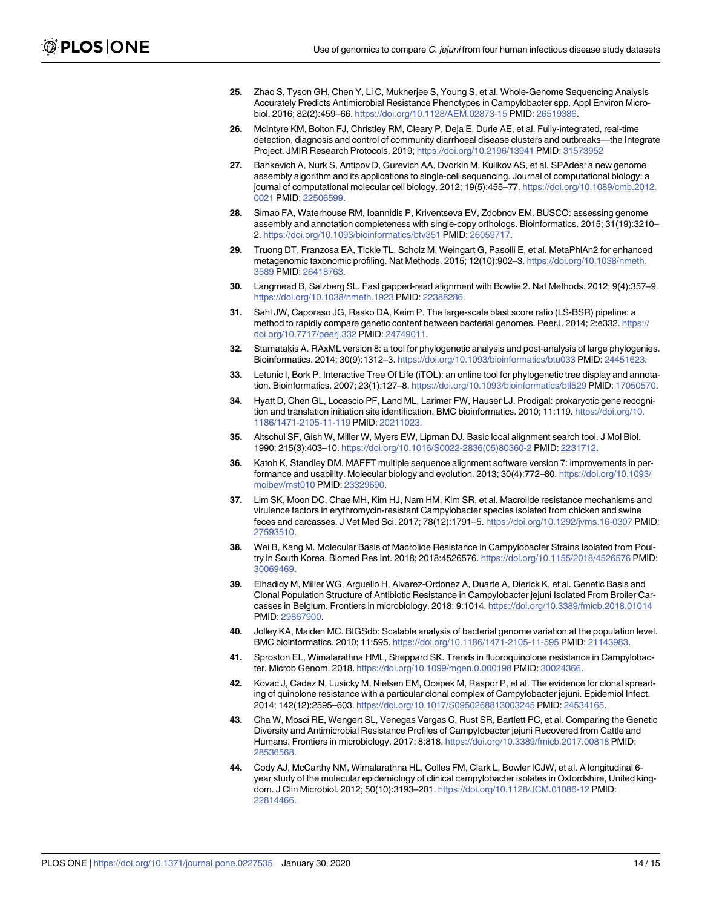25. Zhao S, Tyson GH, Chen Y, Li C, Mukherjee S, Young S, et al. Whole-Genome Sequencing Analysis Accurately Predicts Antimicrobial Resistance Phenotypes in Campylobacter spp. Appl Environ Microbiol. 2016; 82(2):459–66. https://doi.org/10.1128/AEM.02873-15 PMID: 26519386.

26. McIntyre KM, Bolton FJ, Christley RM, Cleary P, Deja E, Durie AE, et al. Fully-integrated, real-time detection, diagnosis and control of community diarrhoeal disease clusters and outbreaks—the Integrate Project. JMIR Research Protocols. 2019; https://doi.org/10.2196/13941 PMID: 31573952

27. Bankevich A, Nurk S, Antipov D, Gurevich AA, Dvorkin M, Kulikov AS, et al. SPAdes: a new genome assembly algorithm and its applications to single-cell sequencing. Journal of computational biology: a journal of computational molecular cell biology. 2012; 19(5):455–77. https://doi.org/10.1089/cmb.2012.0021 PMID: 22506599.

28. Simao FA, Waterhouse RM, Ioannidis P, Kriventseva EV, Zdobnov EM. BUSCO: assessing genome assembly and annotation completeness with single-copy orthologs. Bioinformatics. 2015; 31(19):3210–2. https://doi.org/10.1093/bioinformatics/btv351 PMID: 26059717.

29. Truong DT, Franzosa EA, Tickle TL, Scholz M, Weingart G, Pasolli E, et al. MetaPhlAn2 for enhanced metagenomic taxonomic profiling. Nat Methods. 2015; 12(10):902–3. https://doi.org/10.1038/nmeth.3589 PMID: 26418763.

30. Langmead B, Salzberg SL. Fast gapped-read alignment with Bowtie 2. Nat Methods. 2012; 9(4):357–9. https://doi.org/10.1038/nmeth.1923 PMID: 22388286.

31. Sahl JW, Caporaso JG, Rasko DA, Keim P. The large-scale blast score ratio (LS-BSR) pipeline: a method to rapidly compare genetic content between bacterial genomes. PeerJ. 2014; 2:e332. https://doi.org/10.7717/peerj.332 PMID: 24749011.

32. Stamatakis A. RAxML version 8: a tool for phylogenetic analysis and post-analysis of large phylogenies. Bioinformatics. 2014; 30(9):1312–3. https://doi.org/10.1093/bioinformatics/btu033 PMID: 24451623.

33. Letunic I, Bork P. Interactive Tree Of Life (iTOL): an online tool for phylogenetic tree display and annotation. Bioinformatics. 2007; 23(1):127–8. https://doi.org/10.1093/bioinformatics/btl529 PMID: 17050570.

34. Hyatt D, Chen GL, Locascio PF, Land ML, Larimer FW, Hauser LJ. Prodigal: prokaryotic gene recognition and translation initiation site identification. BMC bioinformatics. 2010; 11:119. https://doi.org/10.1186/1471-2105-11-119 PMID: 20211023.

35. Altschul SF, Gish W, Miller W, Myers EW, Lipman DJ. Basic local alignment search tool. J Mol Biol. 1990; 215(3):403–10. https://doi.org/10.1016/S0022-2836(05)80360-2 PMID: 2231712.

36. Katoh K, Standley DM. MAFFT multiple sequence alignment software version 7: improvements in performance and usability. Molecular biology and evolution. 2013; 30(4):772–80. https://doi.org/10.1093/molbev/mst010 PMID: 23329690.

37. Lim SK, Moon DC, Chae MH, Kim HJ, Nam HM, Kim SR, et al. Macrolide resistance mechanisms and virulence factors in erythromycin-resistant Campylobacter species isolated from chicken and swine feces and carcasses. J Vet Med Sci. 2017; 78(12):1791–5. https://doi.org/10.1292/jvms.16-0307 PMID: 27593510.

38. Wei B, Kang M. Molecular Basis of Macrolide Resistance in Campylobacter Strains Isolated from Poultry in South Korea. Biomed Res Int. 2018; 2018:4526576. https://doi.org/10.1155/2018/4526576 PMID: 30069469.

39. Elhadidy M, Miller WG, Arguello H, Alvarez-Ordonez A, Duarte A, Dierick K, et al. Genetic Basis and Clonal Population Structure of Antibiotic Resistance in Campylobacter jejuni Isolated From Broiler Carcasses in Belgium. Frontiers in microbiology. 2018; 9:1014. https://doi.org/10.3389/fmicb.2018.01014 PMID: 29867900.

40. Jolley KA, Maiden MC. BIGSdb: Scalable analysis of bacterial genome variation at the population level. BMC bioinformatics. 2010; 11:595. https://doi.org/10.1186/1471-2105-11-595 PMID: 21143983.

41. Sproston EL, Wimalarathna HML, Sheppard SK. Trends in fluoroquinolone resistance in Campylobacter. Microb Genom. 2018. https://doi.org/10.1099/mgen.0.000198 PMID: 30024366.

42. Kovac J, Cadez N, Lusicky M, Nielsen EM, Ocepek M, Raspor P, et al. The evidence for clonal spreading of quinolone resistance with a particular clonal complex of Campylobacter jejuni. Epidemiol Infect. 2014; 142(12):2595–603. https://doi.org/10.1017/S0950268813003245 PMID: 24534165.

43. Cha W, Mosci RE, Wengert SL, Venegas Vargas C, Rust SR, Bartlett PC, et al. Comparing the Genetic Diversity and Antimicrobial Resistance Profiles of Campylobacter jejuni Recovered from Cattle and Humans. Frontiers in microbiology. 2017; 8:818. https://doi.org/10.3389/fmicb.2017.00818 PMID: 28536568.

44. Cody AJ, McCarthy NM, Wimalarathna HL, Colles FM, Clark L, Bowler ICJW, et al. A longitudinal 6-year study of the molecular epidemiology of clinical campylobacter isolates in Oxfordshire, United kingdom. J Clin Microbiol. 2012; 50(10):3193–201. https://doi.org/10.1128/JCM.01086-12 PMID: 22814466.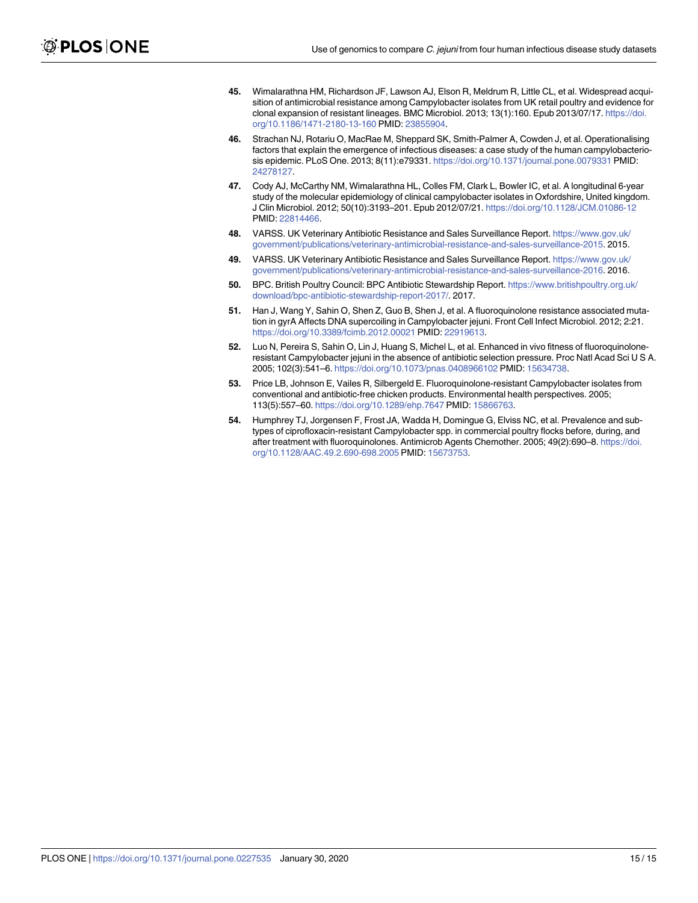45. Wimalarathna HM, Richardson JF, Lawson AJ, Elson R, Meldrum R, Little CL, et al. Widespread acquisition of antimicrobial resistance among Campylobacter isolates from UK retail poultry and evidence for clonal expansion of resistant lineages. BMC Microbiol. 2013; 13(1):160. Epub 2013/07/17. https://doi.org/10.1186/1471-2180-13-160 PMID: 23855904.

46. Strachan NJ, Rotariu O, MacRae M, Sheppard SK, Smith-Palmer A, Cowden J, et al. Operationalising factors that explain the emergence of infectious diseases: a case study of the human campylobacteriosis epidemic. PLoS One. 2013; 8(11):e79331. https://doi.org/10.1371/journal.pone.0079331 PMID: 24278127.

47. Cody AJ, McCarthy NM, Wimalarathna HL, Colles FM, Clark L, Bowler IC, et al. A longitudinal 6-year study of the molecular epidemiology of clinical campylobacter isolates in Oxfordshire, United kingdom. J Clin Microbiol. 2012; 50(10):3193–201. Epub 2012/07/21. https://doi.org/10.1128/JCM.01086-12 PMID: 22814466.

48. VARSS. UK Veterinary Antibiotic Resistance and Sales Surveillance Report. https://www.gov.uk/government/publications/veterinary-antimicrobial-resistance-and-sales-surveillance-2015. 2015.

49. VARSS. UK Veterinary Antibiotic Resistance and Sales Surveillance Report. https://www.gov.uk/government/publications/veterinary-antimicrobial-resistance-and-sales-surveillance-2016. 2016.

50. BPC. British Poultry Council: BPC Antibiotic Stewardship Report. https://www.britishpoultry.org.uk/download/bpc-antibiotic-stewardship-report-2017/. 2017.

51. Han J, Wang Y, Sahin O, Shen Z, Guo B, Shen J, et al. A fluoroquinolone resistance associated mutation in gyrA Affects DNA supercoiling in Campylobacter jejuni. Front Cell Infect Microbiol. 2012; 2:21. https://doi.org/10.3389/fcimb.2012.00021 PMID: 22919613.

52. Luo N, Pereira S, Sahin O, Lin J, Huang S, Michel L, et al. Enhanced in vivo fitness of fluoroquinolone-resistant Campylobacter jejuni in the absence of antibiotic selection pressure. Proc Natl Acad Sci U S A. 2005; 102(3):541–6. https://doi.org/10.1073/pnas.0408966102 PMID: 15634738.

53. Price LB, Johnson E, Vailes R, Silbergeld E. Fluoroquinolone-resistant Campylobacter isolates from conventional and antibiotic-free chicken products. Environmental health perspectives. 2005; 113(5):557–60. https://doi.org/10.1289/ehp.7647 PMID: 15866763.

54. Humphrey TJ, Jorgensen F, Frost JA, Wadda H, Domingue G, Elviss NC, et al. Prevalence and subtypes of ciprofloxacin-resistant Campylobacter spp. in commercial poultry flocks before, during, and after treatment with fluoroquinolones. Antimicrob Agents Chemother. 2005; 49(2):690–8. https://doi.org/10.1128/AAC.49.2.690-698.2005 PMID: 15673753.